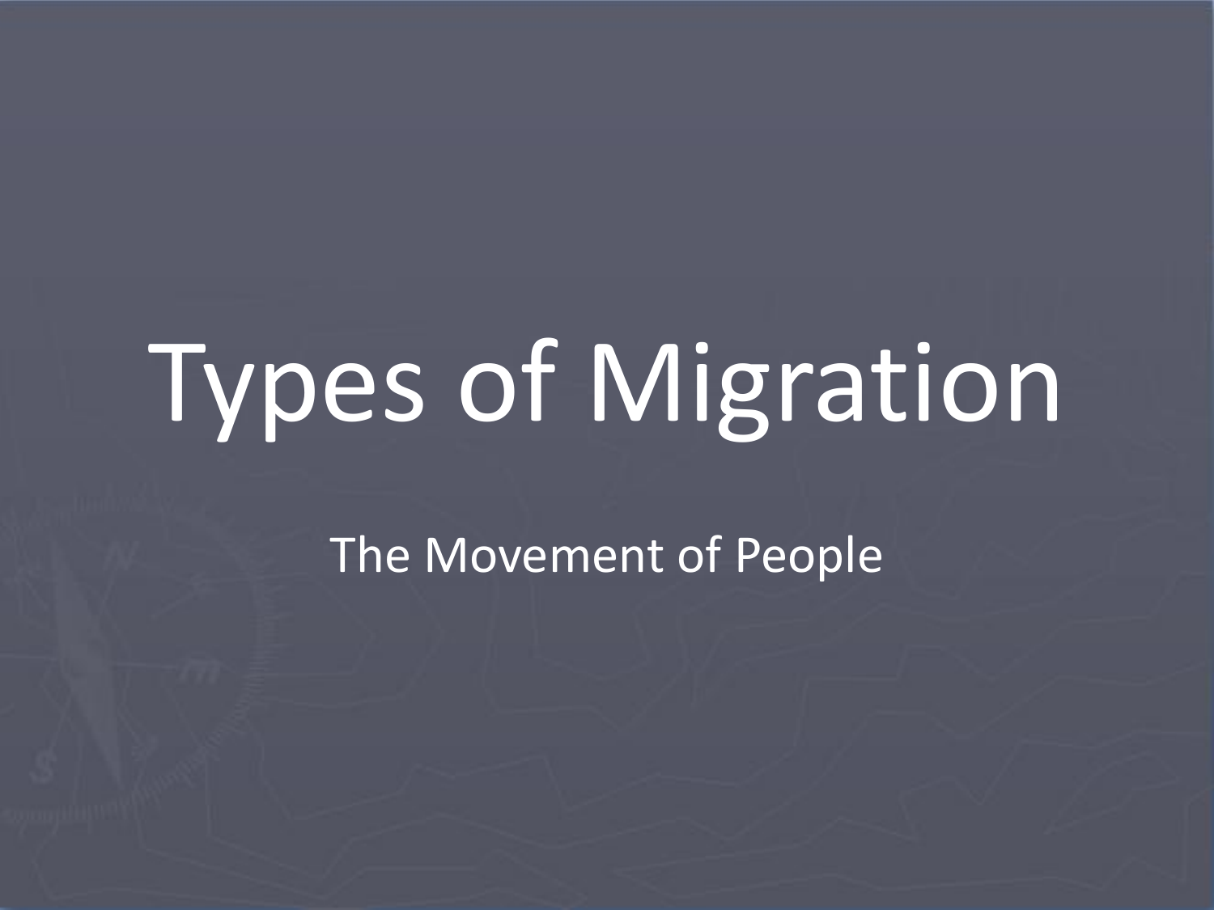# Types of Migration

The Movement of People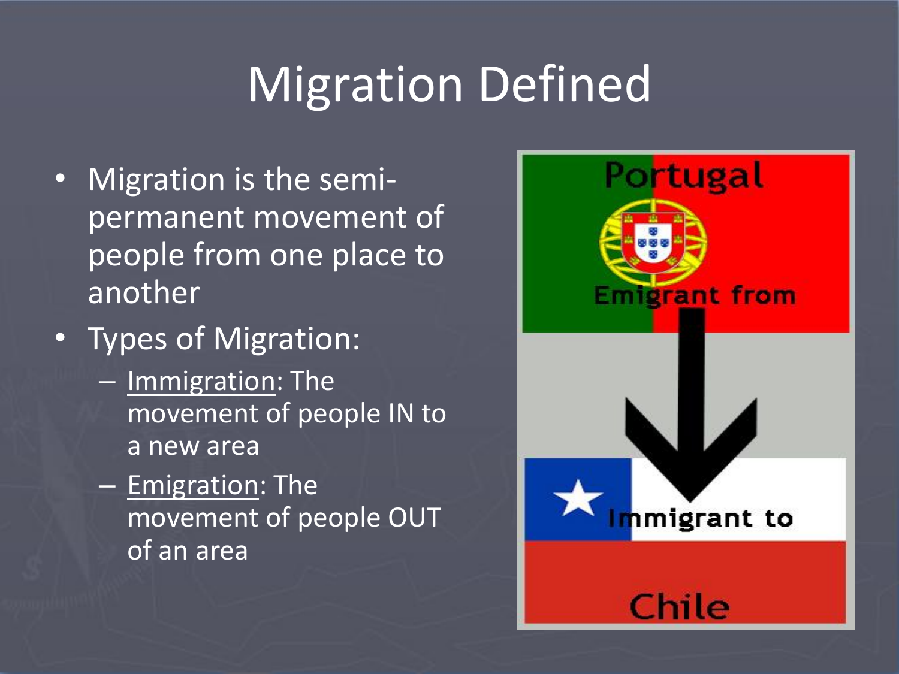# Migration Defined

- Migration is the semi-permanent movement of people from one place to another
- Types of Migration:
  - <u>Immigration</u>: The movement of people IN to a new area
  - <u>Emigration</u>: The movement of people OUT of an area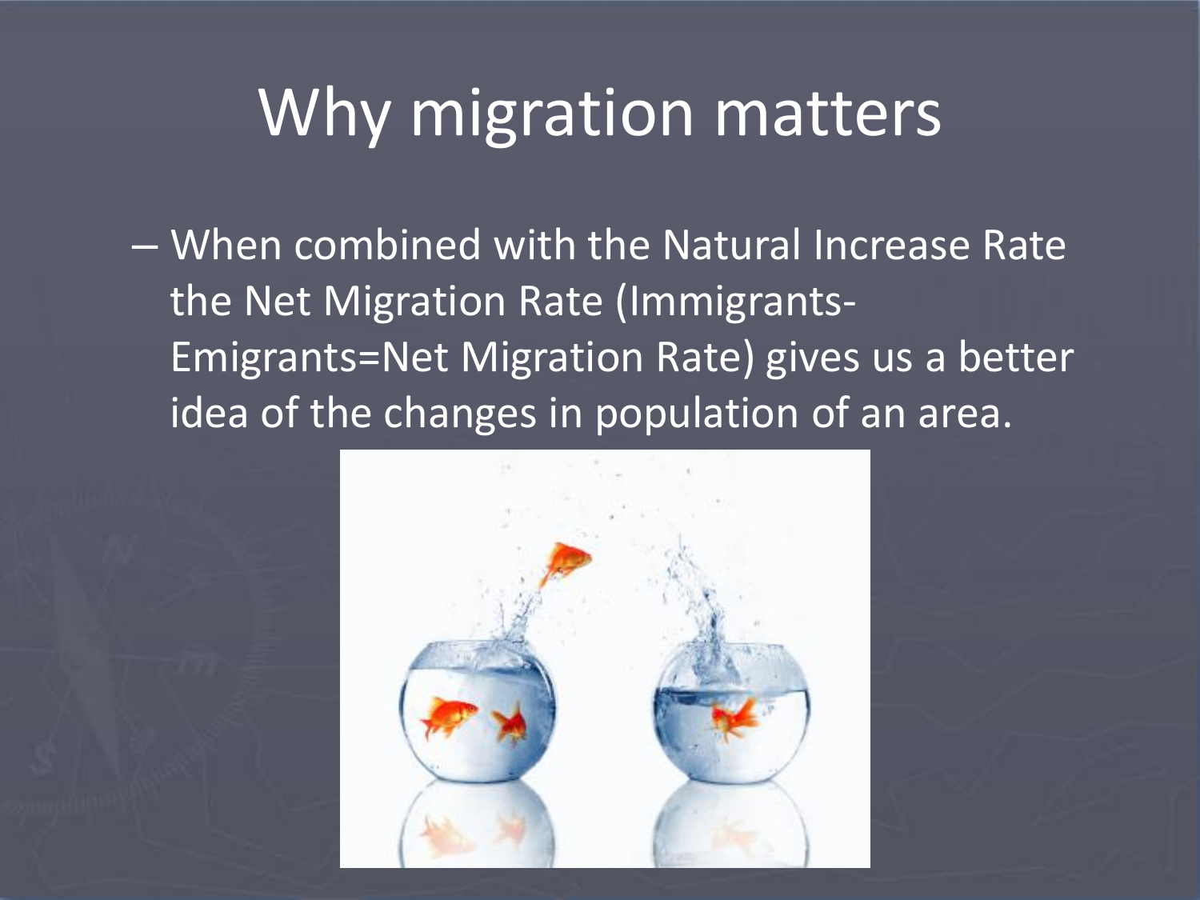# Why migration matters

– When combined with the Natural Increase Rate the Net Migration Rate (Immigrants-Emigrants=Net Migration Rate) gives us a better idea of the changes in population of an area.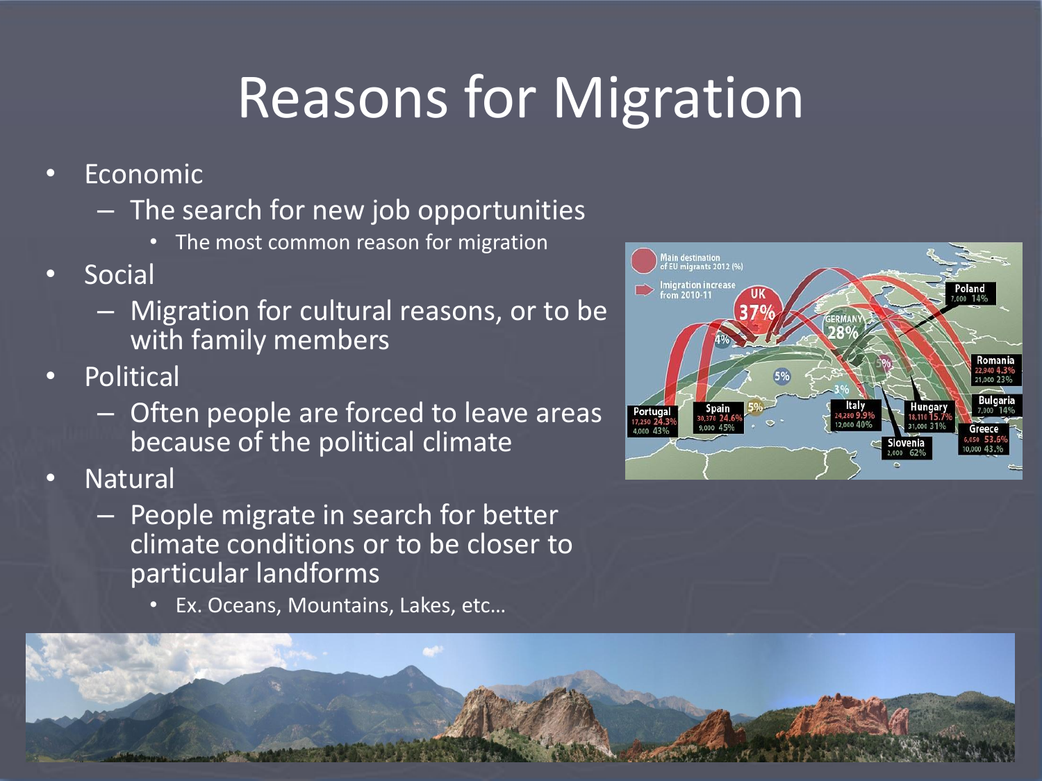# Reasons for Migration

- Economic
  - The search for new job opportunities
    - The most common reason for migration
- Social
  - Migration for cultural reasons, or to be with family members
- Political
  - Often people are forced to leave areas because of the political climate
- Natural
  - People migrate in search for better climate conditions or to be closer to particular landforms
    - Ex. Oceans, Mountains, Lakes, etc…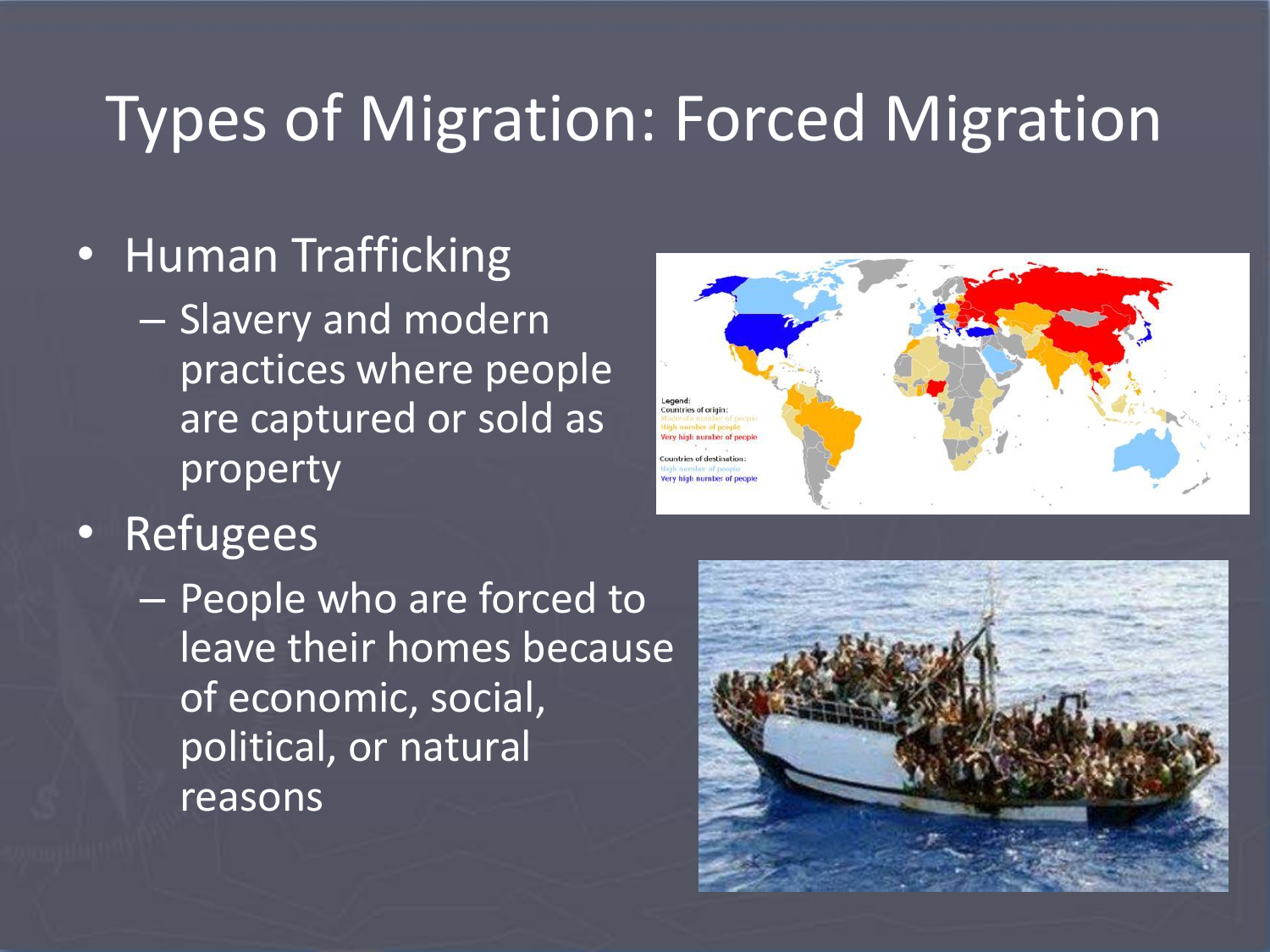# Types of Migration: Forced Migration

- Human Trafficking
  - Slavery and modern practices where people are captured or sold as property
- Refugees
  - People who are forced to leave their homes because of economic, social, political, or natural reasons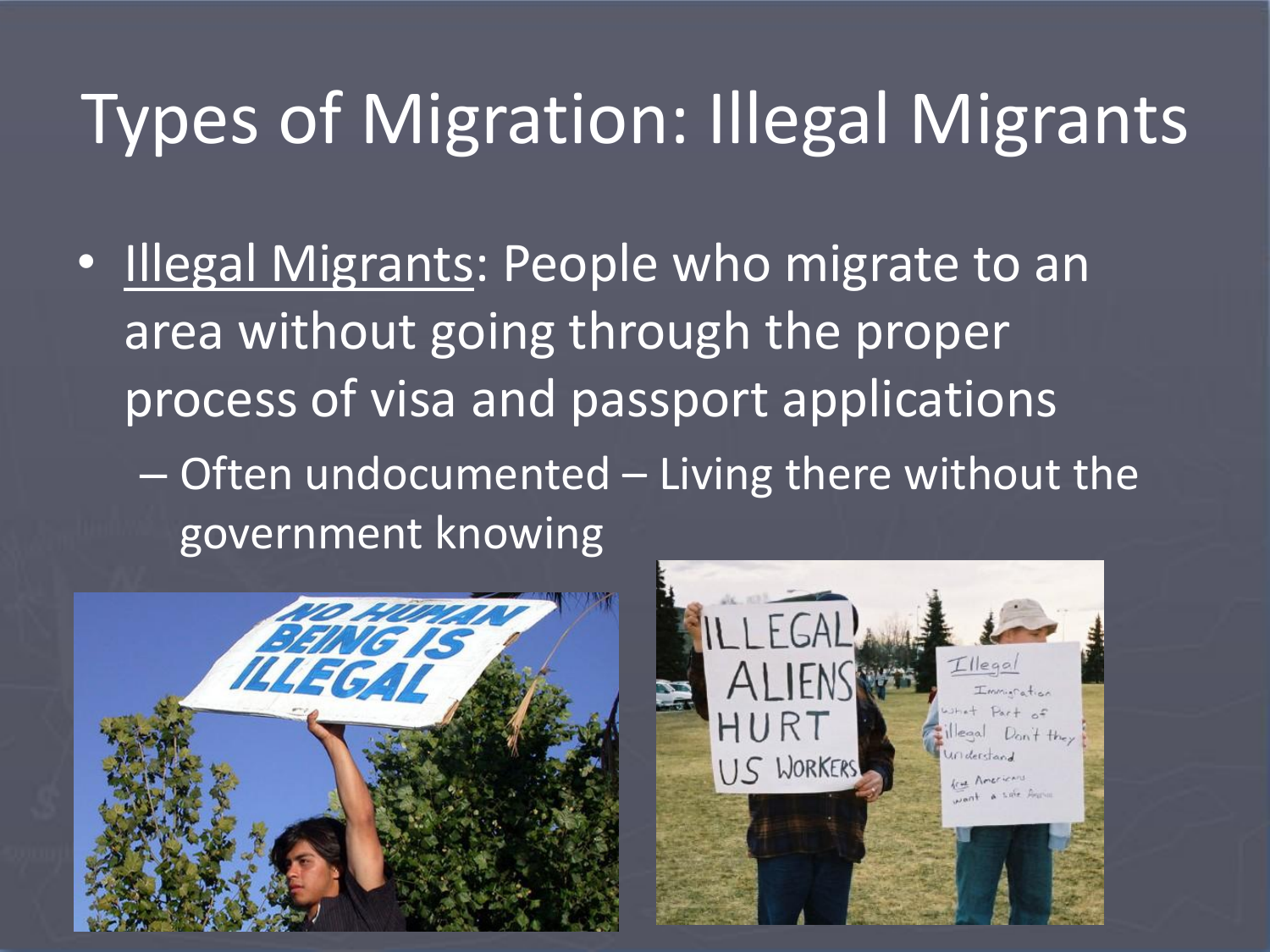# Types of Migration: Illegal Migrants

- <u>Illegal Migrants</u>: People who migrate to an area without going through the proper process of visa and passport applications
  - Often undocumented – Living there without the government knowing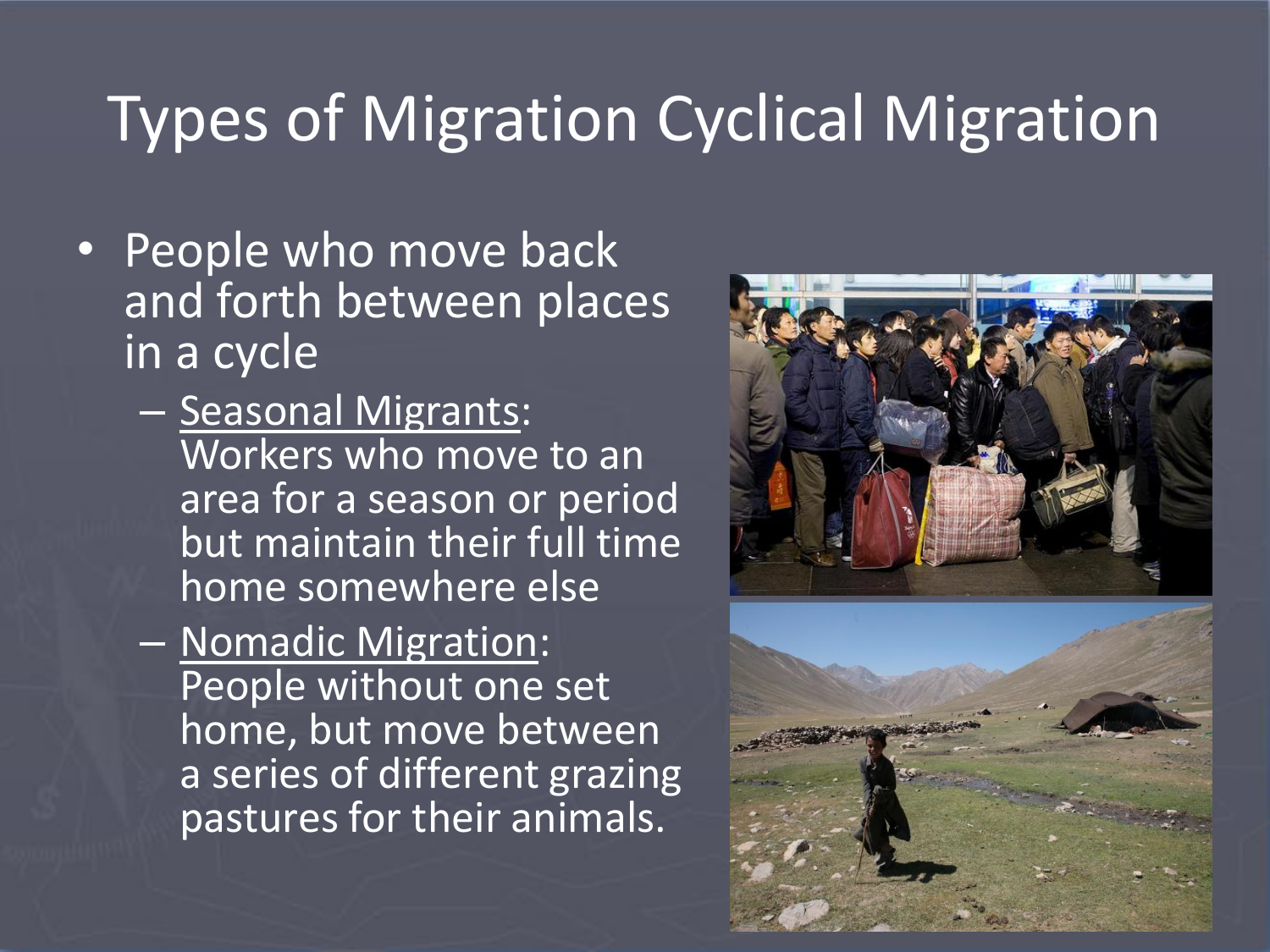# Types of Migration Cyclical Migration

- People who move back and forth between places in a cycle
  - Seasonal Migrants: Workers who move to an area for a season or period but maintain their full time home somewhere else
  - Nomadic Migration: People without one set home, but move between a series of different grazing pastures for their animals.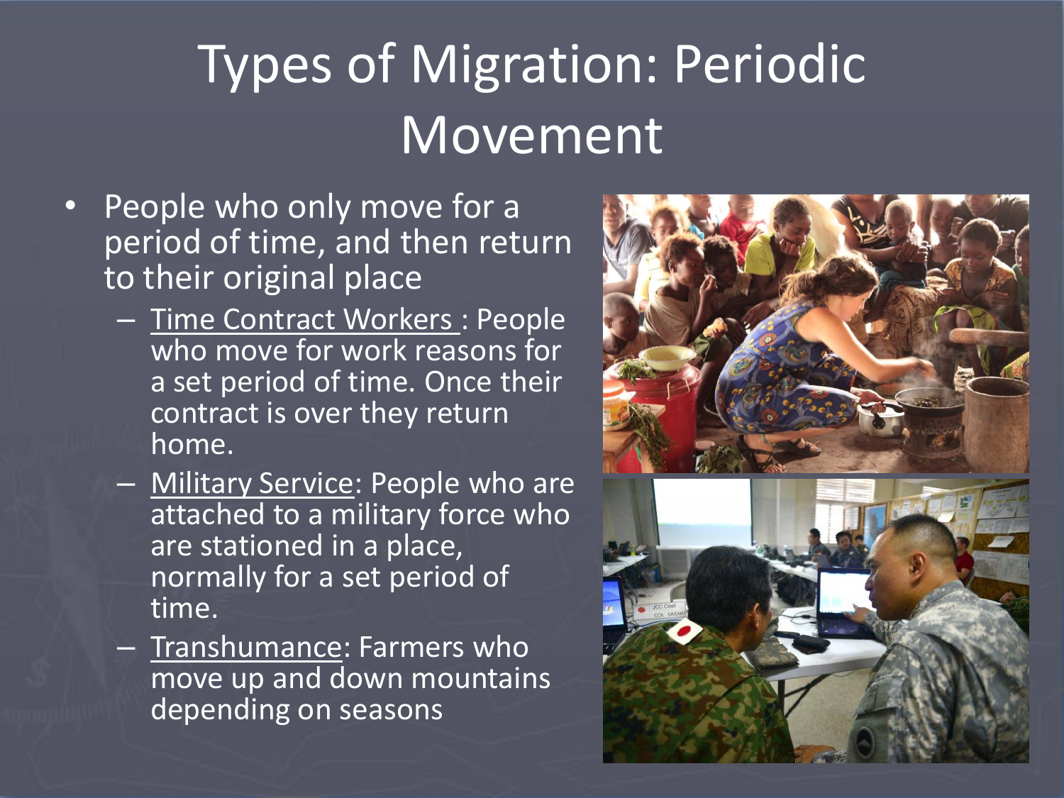# Types of Migration: Periodic Movement

- People who only move for a period of time, and then return to their original place
  - Time Contract Workers : People who move for work reasons for a set period of time. Once their contract is over they return home.
  - Military Service: People who are attached to a military force who are stationed in a place, normally for a set period of time.
  - Transhumance: Farmers who move up and down mountains depending on seasons